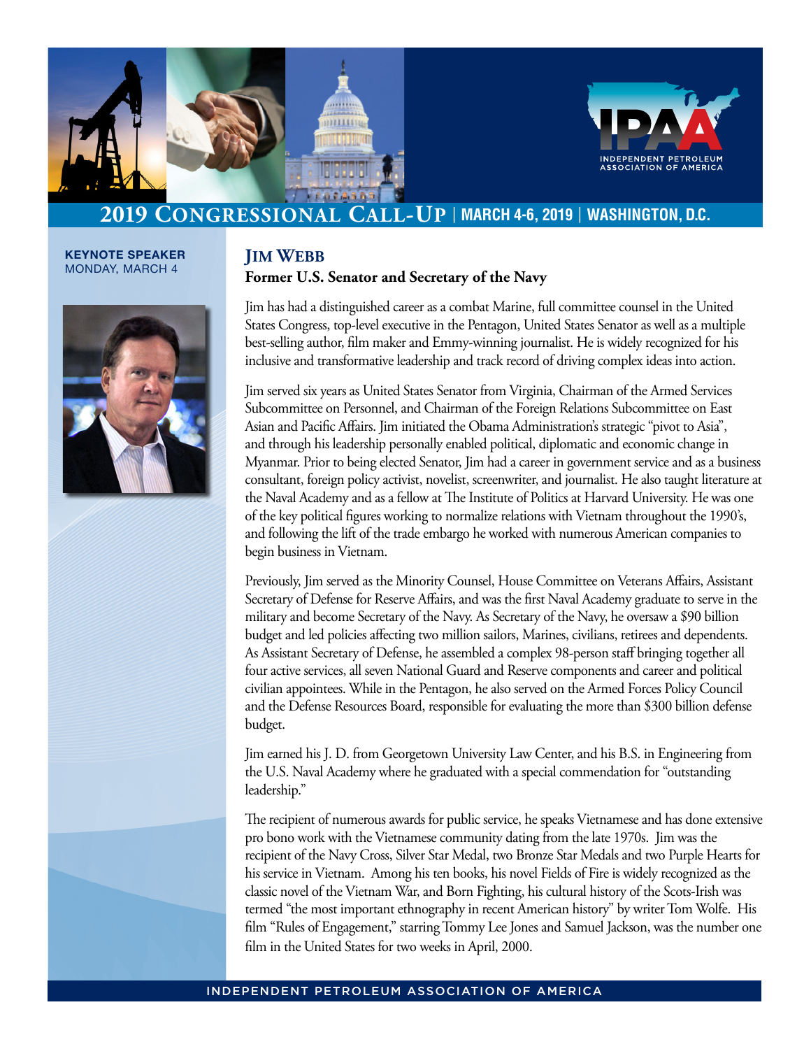# 2019 Congressional Call-Up | March 4-6, 2019 | Washington, D.C.

**KEYNOTE SPEAKER**
MONDAY, MARCH 4

## Jim Webb

**Former U.S. Senator and Secretary of the Navy**

Jim has had a distinguished career as a combat Marine, full committee counsel in the United States Congress, top-level executive in the Pentagon, United States Senator as well as a multiple best-selling author, film maker and Emmy-winning journalist. He is widely recognized for his inclusive and transformative leadership and track record of driving complex ideas into action.

Jim served six years as United States Senator from Virginia, Chairman of the Armed Services Subcommittee on Personnel, and Chairman of the Foreign Relations Subcommittee on East Asian and Pacific Affairs. Jim initiated the Obama Administration's strategic "pivot to Asia", and through his leadership personally enabled political, diplomatic and economic change in Myanmar. Prior to being elected Senator, Jim had a career in government service and as a business consultant, foreign policy activist, novelist, screenwriter, and journalist. He also taught literature at the Naval Academy and as a fellow at The Institute of Politics at Harvard University. He was one of the key political figures working to normalize relations with Vietnam throughout the 1990's, and following the lift of the trade embargo he worked with numerous American companies to begin business in Vietnam.

Previously, Jim served as the Minority Counsel, House Committee on Veterans Affairs, Assistant Secretary of Defense for Reserve Affairs, and was the first Naval Academy graduate to serve in the military and become Secretary of the Navy. As Secretary of the Navy, he oversaw a $90 billion budget and led policies affecting two million sailors, Marines, civilians, retirees and dependents. As Assistant Secretary of Defense, he assembled a complex 98-person staff bringing together all four active services, all seven National Guard and Reserve components and career and political civilian appointees. While in the Pentagon, he also served on the Armed Forces Policy Council and the Defense Resources Board, responsible for evaluating the more than $300 billion defense budget.

Jim earned his J. D. from Georgetown University Law Center, and his B.S. in Engineering from the U.S. Naval Academy where he graduated with a special commendation for "outstanding leadership."

The recipient of numerous awards for public service, he speaks Vietnamese and has done extensive pro bono work with the Vietnamese community dating from the late 1970s. Jim was the recipient of the Navy Cross, Silver Star Medal, two Bronze Star Medals and two Purple Hearts for his service in Vietnam. Among his ten books, his novel Fields of Fire is widely recognized as the classic novel of the Vietnam War, and Born Fighting, his cultural history of the Scots-Irish was termed "the most important ethnography in recent American history" by writer Tom Wolfe. His film "Rules of Engagement," starring Tommy Lee Jones and Samuel Jackson, was the number one film in the United States for two weeks in April, 2000.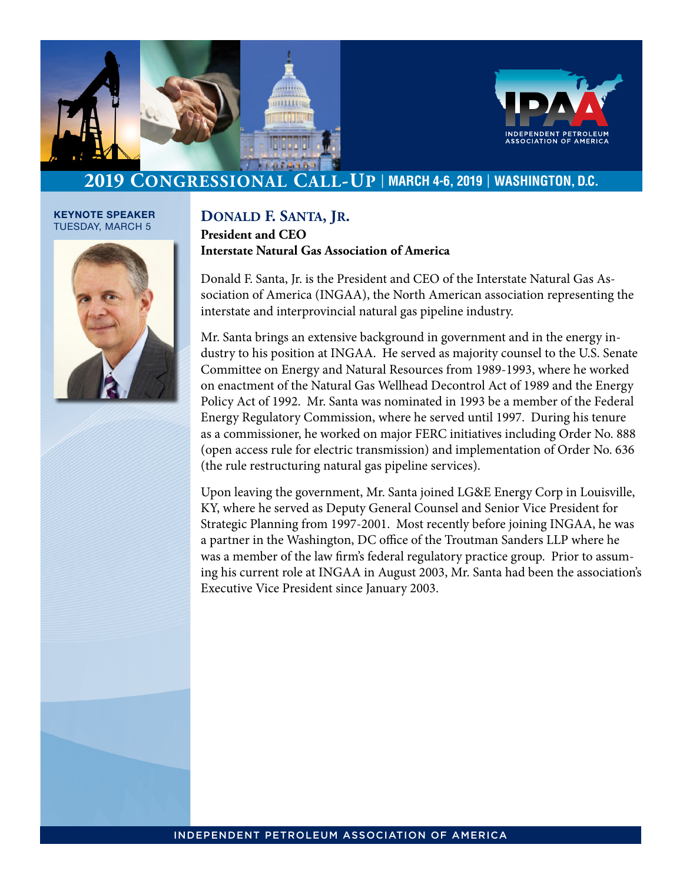# 2019 Congressional Call-Up | MARCH 4-6, 2019 | WASHINGTON, D.C.

**KEYNOTE SPEAKER**
TUESDAY, MARCH 5

## Donald F. Santa, Jr.

**President and CEO**
**Interstate Natural Gas Association of America**

Donald F. Santa, Jr. is the President and CEO of the Interstate Natural Gas Association of America (INGAA), the North American association representing the interstate and interprovincial natural gas pipeline industry.

Mr. Santa brings an extensive background in government and in the energy industry to his position at INGAA. He served as majority counsel to the U.S. Senate Committee on Energy and Natural Resources from 1989-1993, where he worked on enactment of the Natural Gas Wellhead Decontrol Act of 1989 and the Energy Policy Act of 1992. Mr. Santa was nominated in 1993 be a member of the Federal Energy Regulatory Commission, where he served until 1997. During his tenure as a commissioner, he worked on major FERC initiatives including Order No. 888 (open access rule for electric transmission) and implementation of Order No. 636 (the rule restructuring natural gas pipeline services).

Upon leaving the government, Mr. Santa joined LG&E Energy Corp in Louisville, KY, where he served as Deputy General Counsel and Senior Vice President for Strategic Planning from 1997-2001. Most recently before joining INGAA, he was a partner in the Washington, DC office of the Troutman Sanders LLP where he was a member of the law firm's federal regulatory practice group. Prior to assuming his current role at INGAA in August 2003, Mr. Santa had been the association's Executive Vice President since January 2003.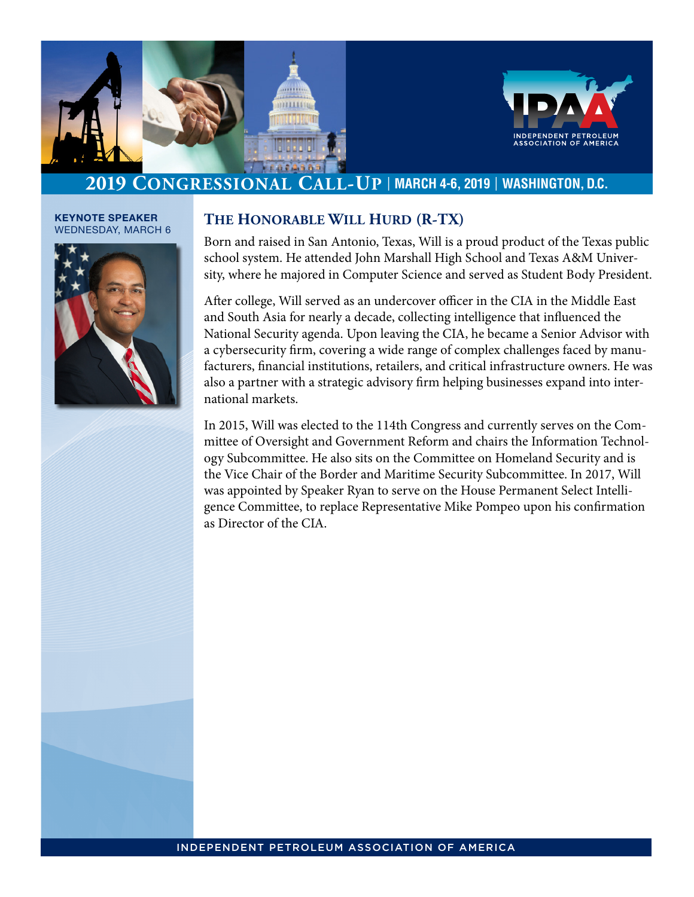## 2019 Congressional Call-Up | MARCH 4-6, 2019 | WASHINGTON, D.C.

**KEYNOTE SPEAKER**
WEDNESDAY, MARCH 6

### The Honorable Will Hurd (R-TX)

Born and raised in San Antonio, Texas, Will is a proud product of the Texas public school system. He attended John Marshall High School and Texas A&M University, where he majored in Computer Science and served as Student Body President.

After college, Will served as an undercover officer in the CIA in the Middle East and South Asia for nearly a decade, collecting intelligence that influenced the National Security agenda. Upon leaving the CIA, he became a Senior Advisor with a cybersecurity firm, covering a wide range of complex challenges faced by manufacturers, financial institutions, retailers, and critical infrastructure owners. He was also a partner with a strategic advisory firm helping businesses expand into international markets.

In 2015, Will was elected to the 114th Congress and currently serves on the Committee of Oversight and Government Reform and chairs the Information Technology Subcommittee. He also sits on the Committee on Homeland Security and is the Vice Chair of the Border and Maritime Security Subcommittee. In 2017, Will was appointed by Speaker Ryan to serve on the House Permanent Select Intelligence Committee, to replace Representative Mike Pompeo upon his confirmation as Director of the CIA.